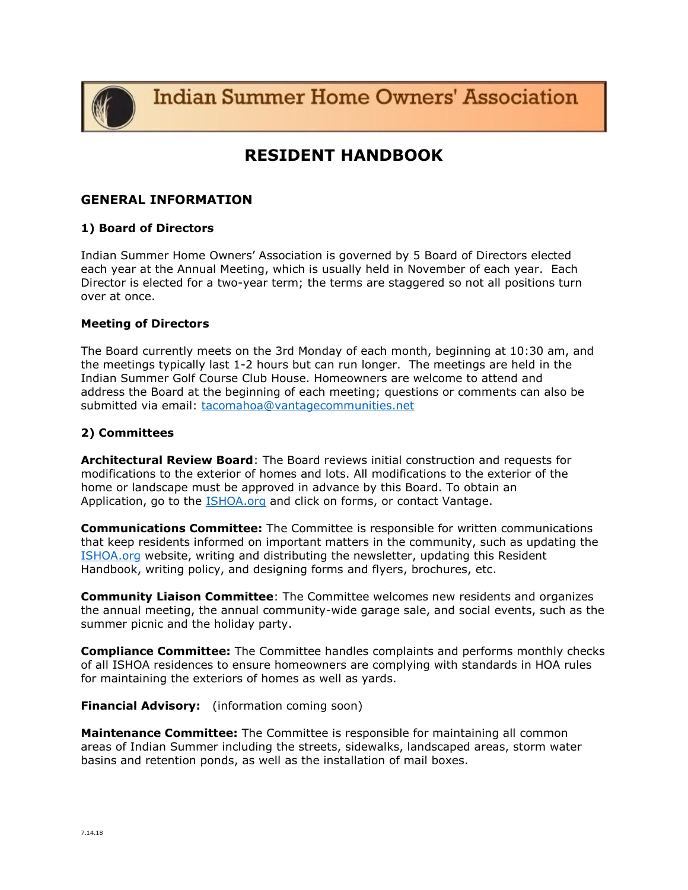# Indian Summer Home Owners' Association

# RESIDENT HANDBOOK

## GENERAL INFORMATION

### 1) Board of Directors

Indian Summer Home Owners' Association is governed by 5 Board of Directors elected each year at the Annual Meeting, which is usually held in November of each year. Each Director is elected for a two-year term; the terms are staggered so not all positions turn over at once.

### Meeting of Directors

The Board currently meets on the 3rd Monday of each month, beginning at 10:30 am, and the meetings typically last 1-2 hours but can run longer. The meetings are held in the Indian Summer Golf Course Club House. Homeowners are welcome to attend and address the Board at the beginning of each meeting; questions or comments can also be submitted via email: tacomahoa@vantagecommunities.net

### 2) Committees

**Architectural Review Board**: The Board reviews initial construction and requests for modifications to the exterior of homes and lots. All modifications to the exterior of the home or landscape must be approved in advance by this Board. To obtain an Application, go to the ISHOA.org and click on forms, or contact Vantage.

**Communications Committee:** The Committee is responsible for written communications that keep residents informed on important matters in the community, such as updating the ISHOA.org website, writing and distributing the newsletter, updating this Resident Handbook, writing policy, and designing forms and flyers, brochures, etc.

**Community Liaison Committee**: The Committee welcomes new residents and organizes the annual meeting, the annual community-wide garage sale, and social events, such as the summer picnic and the holiday party.

**Compliance Committee:** The Committee handles complaints and performs monthly checks of all ISHOA residences to ensure homeowners are complying with standards in HOA rules for maintaining the exteriors of homes as well as yards.

**Financial Advisory:** (information coming soon)

**Maintenance Committee:** The Committee is responsible for maintaining all common areas of Indian Summer including the streets, sidewalks, landscaped areas, storm water basins and retention ponds, as well as the installation of mail boxes.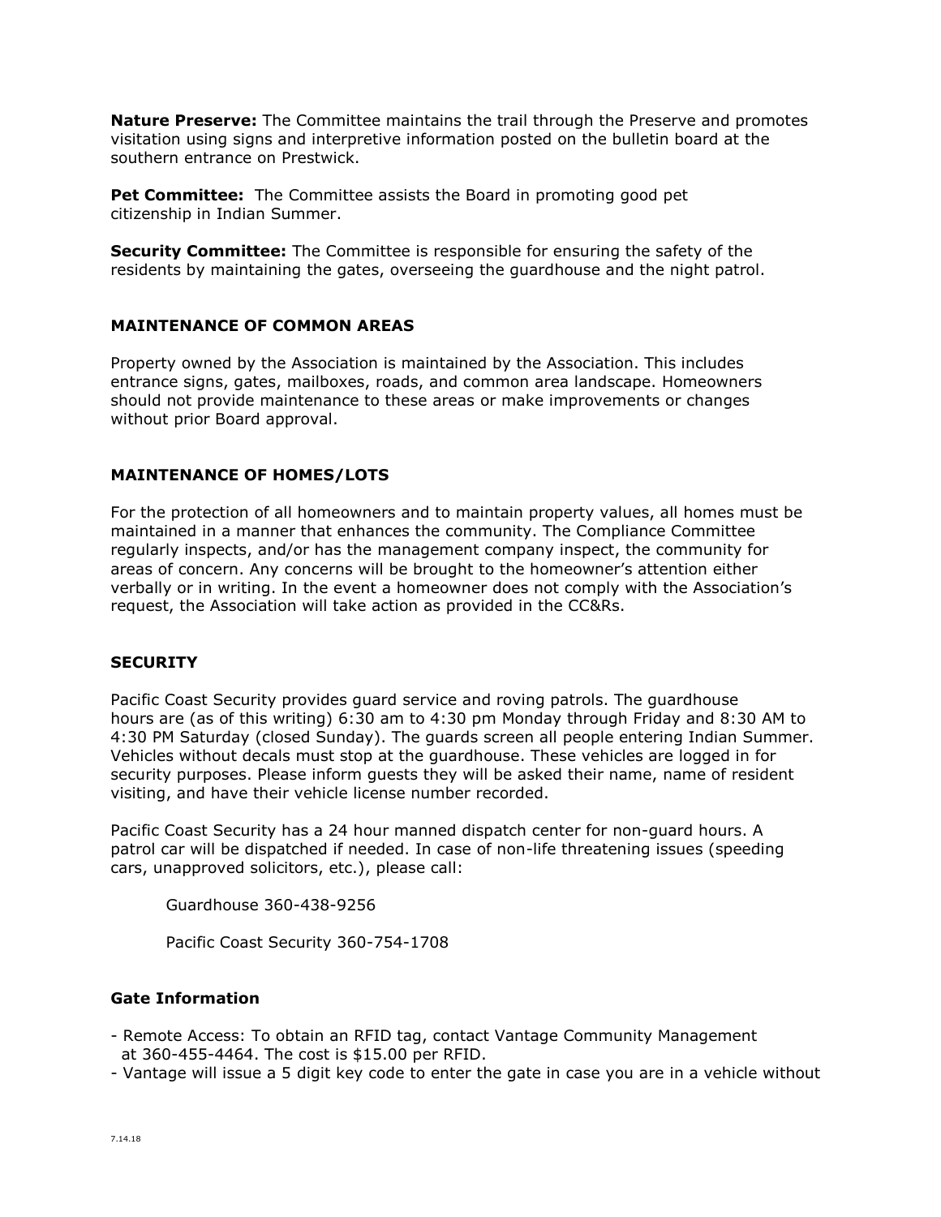**Nature Preserve:** The Committee maintains the trail through the Preserve and promotes visitation using signs and interpretive information posted on the bulletin board at the southern entrance on Prestwick.

**Pet Committee:** The Committee assists the Board in promoting good pet citizenship in Indian Summer.

**Security Committee:** The Committee is responsible for ensuring the safety of the residents by maintaining the gates, overseeing the guardhouse and the night patrol.

## MAINTENANCE OF COMMON AREAS

Property owned by the Association is maintained by the Association. This includes entrance signs, gates, mailboxes, roads, and common area landscape. Homeowners should not provide maintenance to these areas or make improvements or changes without prior Board approval.

## MAINTENANCE OF HOMES/LOTS

For the protection of all homeowners and to maintain property values, all homes must be maintained in a manner that enhances the community. The Compliance Committee regularly inspects, and/or has the management company inspect, the community for areas of concern. Any concerns will be brought to the homeowner's attention either verbally or in writing. In the event a homeowner does not comply with the Association's request, the Association will take action as provided in the CC&Rs.

## SECURITY

Pacific Coast Security provides guard service and roving patrols. The guardhouse hours are (as of this writing) 6:30 am to 4:30 pm Monday through Friday and 8:30 AM to 4:30 PM Saturday (closed Sunday). The guards screen all people entering Indian Summer. Vehicles without decals must stop at the guardhouse. These vehicles are logged in for security purposes. Please inform guests they will be asked their name, name of resident visiting, and have their vehicle license number recorded.

Pacific Coast Security has a 24 hour manned dispatch center for non-guard hours. A patrol car will be dispatched if needed. In case of non-life threatening issues (speeding cars, unapproved solicitors, etc.), please call:

Guardhouse 360-438-9256

Pacific Coast Security 360-754-1708

### Gate Information

- Remote Access: To obtain an RFID tag, contact Vantage Community Management at 360-455-4464. The cost is $15.00 per RFID.
- Vantage will issue a 5 digit key code to enter the gate in case you are in a vehicle without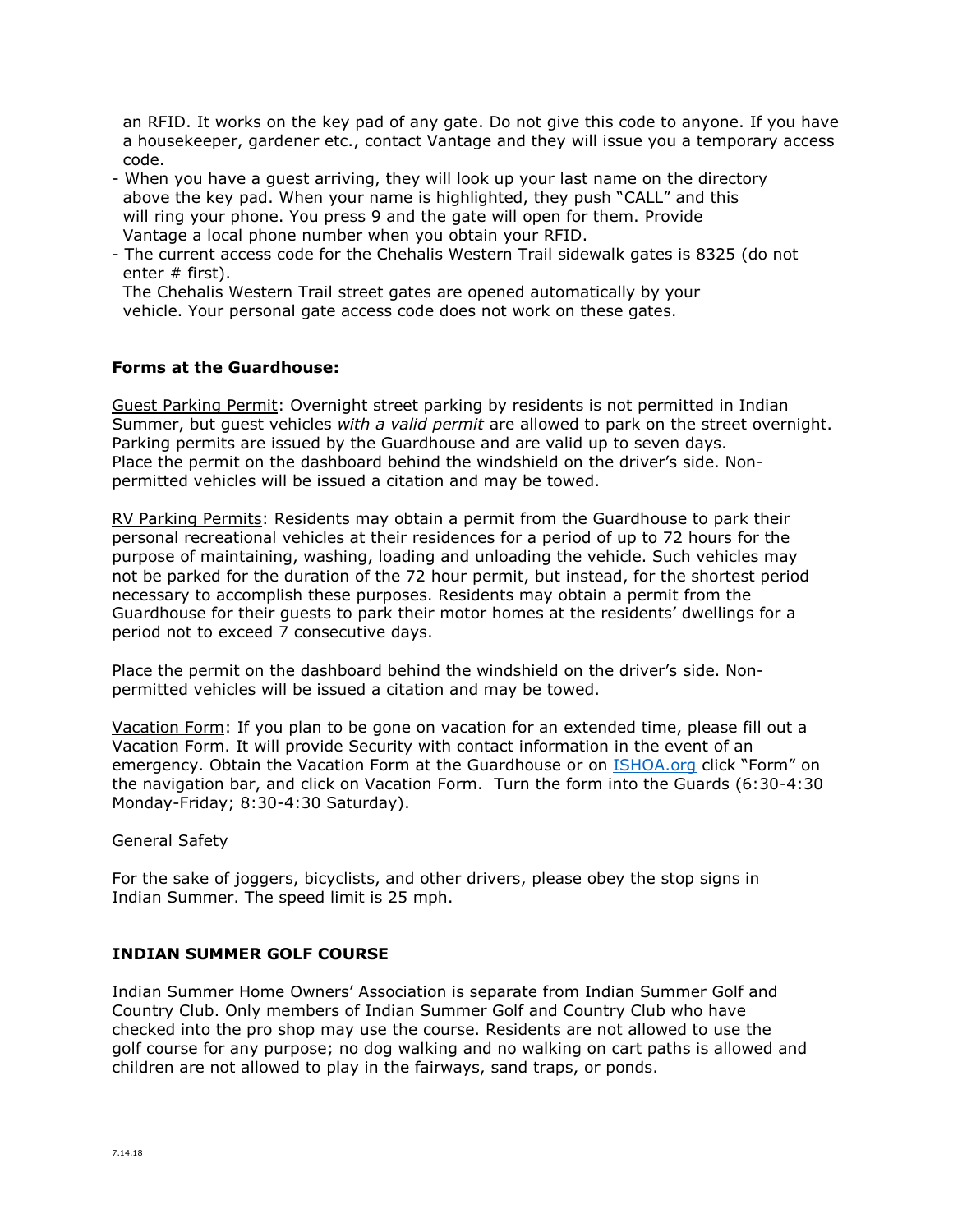an RFID. It works on the key pad of any gate. Do not give this code to anyone. If you have a housekeeper, gardener etc., contact Vantage and they will issue you a temporary access code.

- When you have a guest arriving, they will look up your last name on the directory above the key pad. When your name is highlighted, they push "CALL" and this will ring your phone. You press 9 and the gate will open for them. Provide Vantage a local phone number when you obtain your RFID.
- The current access code for the Chehalis Western Trail sidewalk gates is 8325 (do not enter # first).
  The Chehalis Western Trail street gates are opened automatically by your vehicle. Your personal gate access code does not work on these gates.

**Forms at the Guardhouse:**

Guest Parking Permit: Overnight street parking by residents is not permitted in Indian Summer, but guest vehicles *with a valid permit* are allowed to park on the street overnight. Parking permits are issued by the Guardhouse and are valid up to seven days. Place the permit on the dashboard behind the windshield on the driver's side. Non-permitted vehicles will be issued a citation and may be towed.

RV Parking Permits: Residents may obtain a permit from the Guardhouse to park their personal recreational vehicles at their residences for a period of up to 72 hours for the purpose of maintaining, washing, loading and unloading the vehicle. Such vehicles may not be parked for the duration of the 72 hour permit, but instead, for the shortest period necessary to accomplish these purposes. Residents may obtain a permit from the Guardhouse for their guests to park their motor homes at the residents' dwellings for a period not to exceed 7 consecutive days.

Place the permit on the dashboard behind the windshield on the driver's side. Non-permitted vehicles will be issued a citation and may be towed.

Vacation Form: If you plan to be gone on vacation for an extended time, please fill out a Vacation Form. It will provide Security with contact information in the event of an emergency. Obtain the Vacation Form at the Guardhouse or on ISHOA.org click "Form" on the navigation bar, and click on Vacation Form. Turn the form into the Guards (6:30-4:30 Monday-Friday; 8:30-4:30 Saturday).

General Safety

For the sake of joggers, bicyclists, and other drivers, please obey the stop signs in Indian Summer. The speed limit is 25 mph.

**INDIAN SUMMER GOLF COURSE**

Indian Summer Home Owners' Association is separate from Indian Summer Golf and Country Club. Only members of Indian Summer Golf and Country Club who have checked into the pro shop may use the course. Residents are not allowed to use the golf course for any purpose; no dog walking and no walking on cart paths is allowed and children are not allowed to play in the fairways, sand traps, or ponds.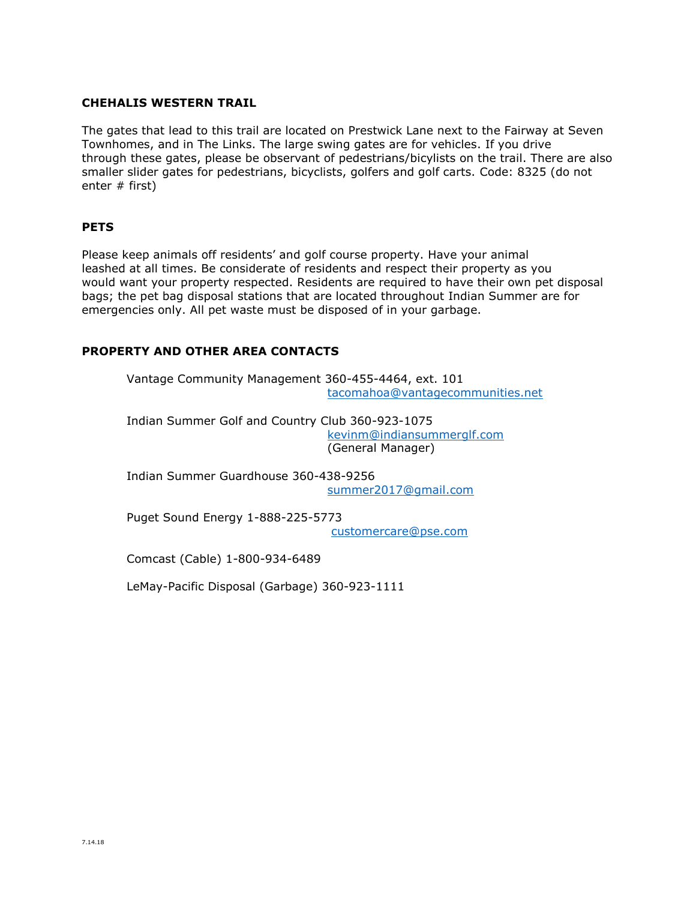### CHEHALIS WESTERN TRAIL

The gates that lead to this trail are located on Prestwick Lane next to the Fairway at Seven Townhomes, and in The Links. The large swing gates are for vehicles. If you drive through these gates, please be observant of pedestrians/bicylists on the trail. There are also smaller slider gates for pedestrians, bicyclists, golfers and golf carts. Code: 8325 (do not enter # first)

### PETS

Please keep animals off residents' and golf course property. Have your animal leashed at all times. Be considerate of residents and respect their property as you would want your property respected. Residents are required to have their own pet disposal bags; the pet bag disposal stations that are located throughout Indian Summer are for emergencies only. All pet waste must be disposed of in your garbage.

### PROPERTY AND OTHER AREA CONTACTS

Vantage Community Management 360-455-4464, ext. 101
tacomahoa@vantagecommunities.net

Indian Summer Golf and Country Club 360-923-1075
kevinm@indiansummerglf.com
(General Manager)

Indian Summer Guardhouse 360-438-9256
summer2017@gmail.com

Puget Sound Energy 1-888-225-5773
customercare@pse.com

Comcast (Cable) 1-800-934-6489

LeMay-Pacific Disposal (Garbage) 360-923-1111

7.14.18